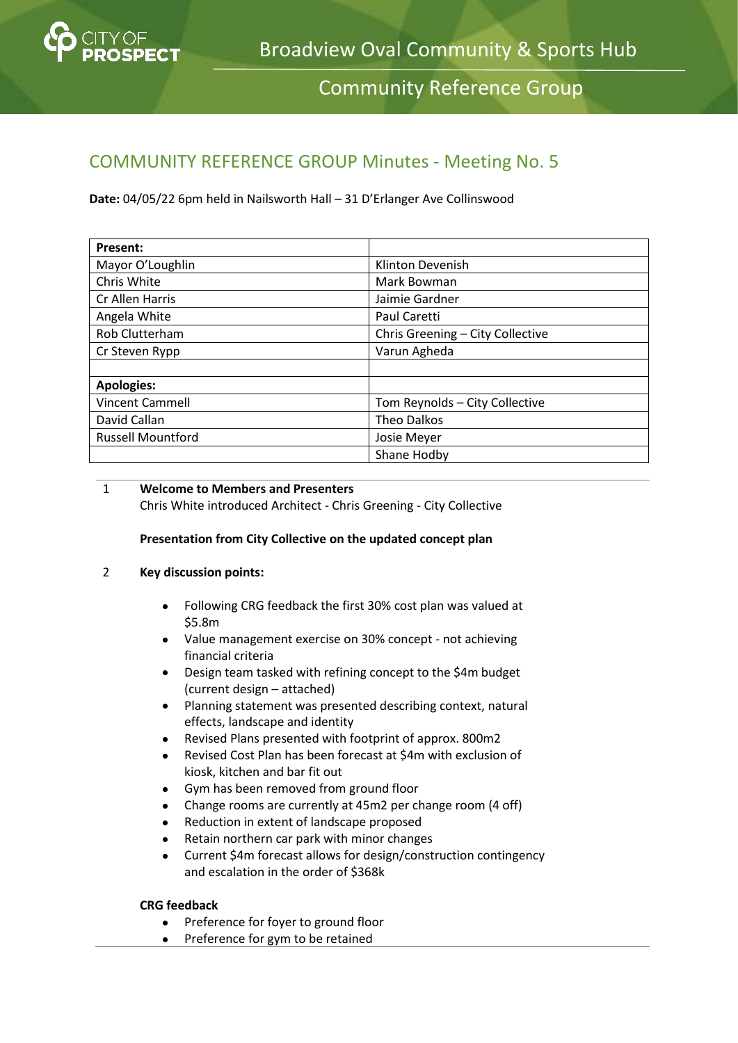# Broadview Oval Community & Sports Hub

## Community Reference Group

## COMMUNITY REFERENCE GROUP Minutes - Meeting No. 5

**Date:** 04/05/22 6pm held in Nailsworth Hall – 31 D'Erlanger Ave Collinswood

| **Present:** | |
|---|---|
| Mayor O'Loughlin | Klinton Devenish |
| Chris White | Mark Bowman |
| Cr Allen Harris | Jaimie Gardner |
| Angela White | Paul Caretti |
| Rob Clutterham | Chris Greening – City Collective |
| Cr Steven Rypp | Varun Agheda |
| | |
| **Apologies:** | |
| Vincent Cammell | Tom Reynolds – City Collective |
| David Callan | Theo Dalkos |
| Russell Mountford | Josie Meyer |
| | Shane Hodby |

1 **Welcome to Members and Presenters**

Chris White introduced Architect - Chris Greening - City Collective

**Presentation from City Collective on the updated concept plan**

2 **Key discussion points:**

- Following CRG feedback the first 30% cost plan was valued at $5.8m
- Value management exercise on 30% concept - not achieving financial criteria
- Design team tasked with refining concept to the $4m budget (current design – attached)
- Planning statement was presented describing context, natural effects, landscape and identity
- Revised Plans presented with footprint of approx. 800m2
- Revised Cost Plan has been forecast at $4m with exclusion of kiosk, kitchen and bar fit out
- Gym has been removed from ground floor
- Change rooms are currently at 45m2 per change room (4 off)
- Reduction in extent of landscape proposed
- Retain northern car park with minor changes
- Current $4m forecast allows for design/construction contingency and escalation in the order of $368k

**CRG feedback**

- Preference for foyer to ground floor
- Preference for gym to be retained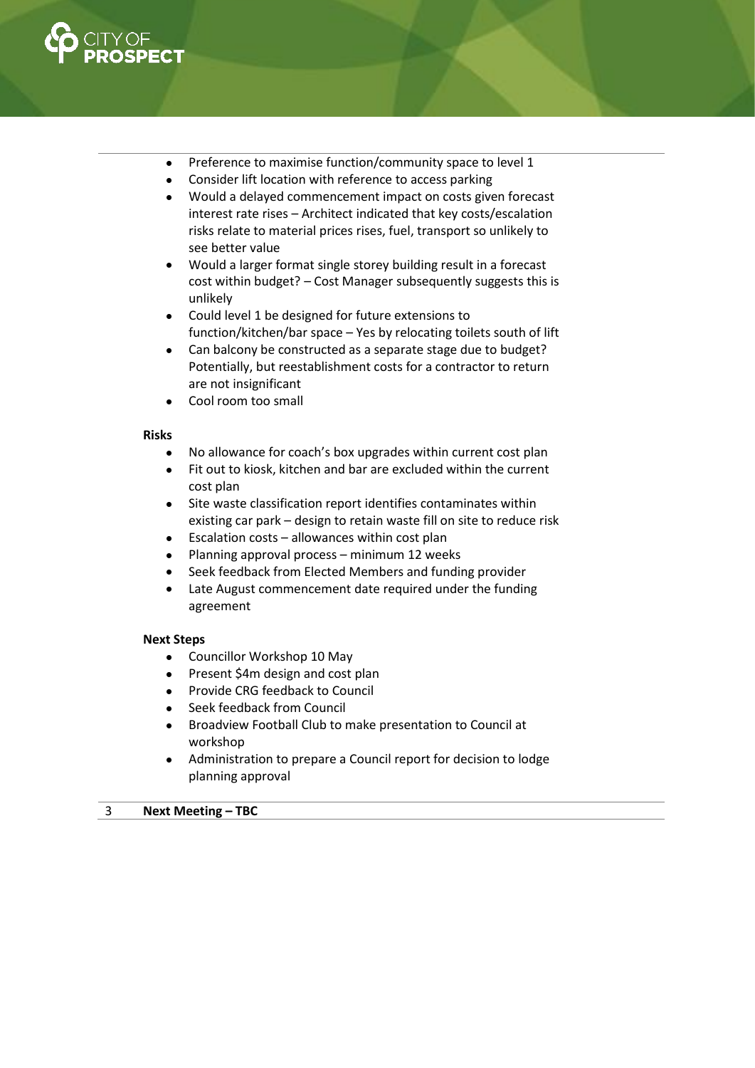- Preference to maximise function/community space to level 1
- Consider lift location with reference to access parking
- Would a delayed commencement impact on costs given forecast interest rate rises – Architect indicated that key costs/escalation risks relate to material prices rises, fuel, transport so unlikely to see better value
- Would a larger format single storey building result in a forecast cost within budget? – Cost Manager subsequently suggests this is unlikely
- Could level 1 be designed for future extensions to function/kitchen/bar space – Yes by relocating toilets south of lift
- Can balcony be constructed as a separate stage due to budget? Potentially, but reestablishment costs for a contractor to return are not insignificant
- Cool room too small

**Risks**

- No allowance for coach's box upgrades within current cost plan
- Fit out to kiosk, kitchen and bar are excluded within the current cost plan
- Site waste classification report identifies contaminates within existing car park – design to retain waste fill on site to reduce risk
- Escalation costs – allowances within cost plan
- Planning approval process – minimum 12 weeks
- Seek feedback from Elected Members and funding provider
- Late August commencement date required under the funding agreement

**Next Steps**

- Councillor Workshop 10 May
- Present $4m design and cost plan
- Provide CRG feedback to Council
- Seek feedback from Council
- Broadview Football Club to make presentation to Council at workshop
- Administration to prepare a Council report for decision to lodge planning approval

3 **Next Meeting – TBC**